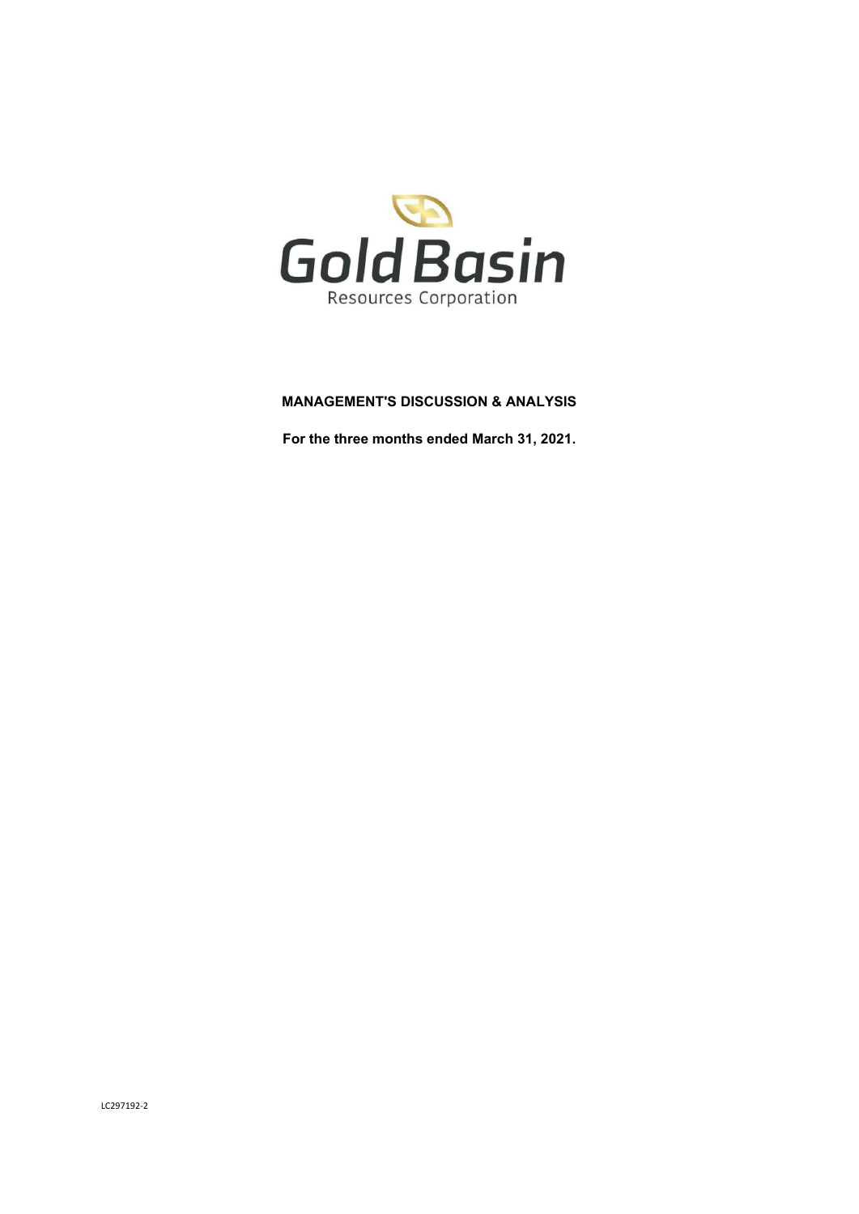Gold Basin

Resources Corporation

**MANAGEMENT'S DISCUSSION & ANALYSIS**

**For the three months ended March 31, 2021.**

LC297192-2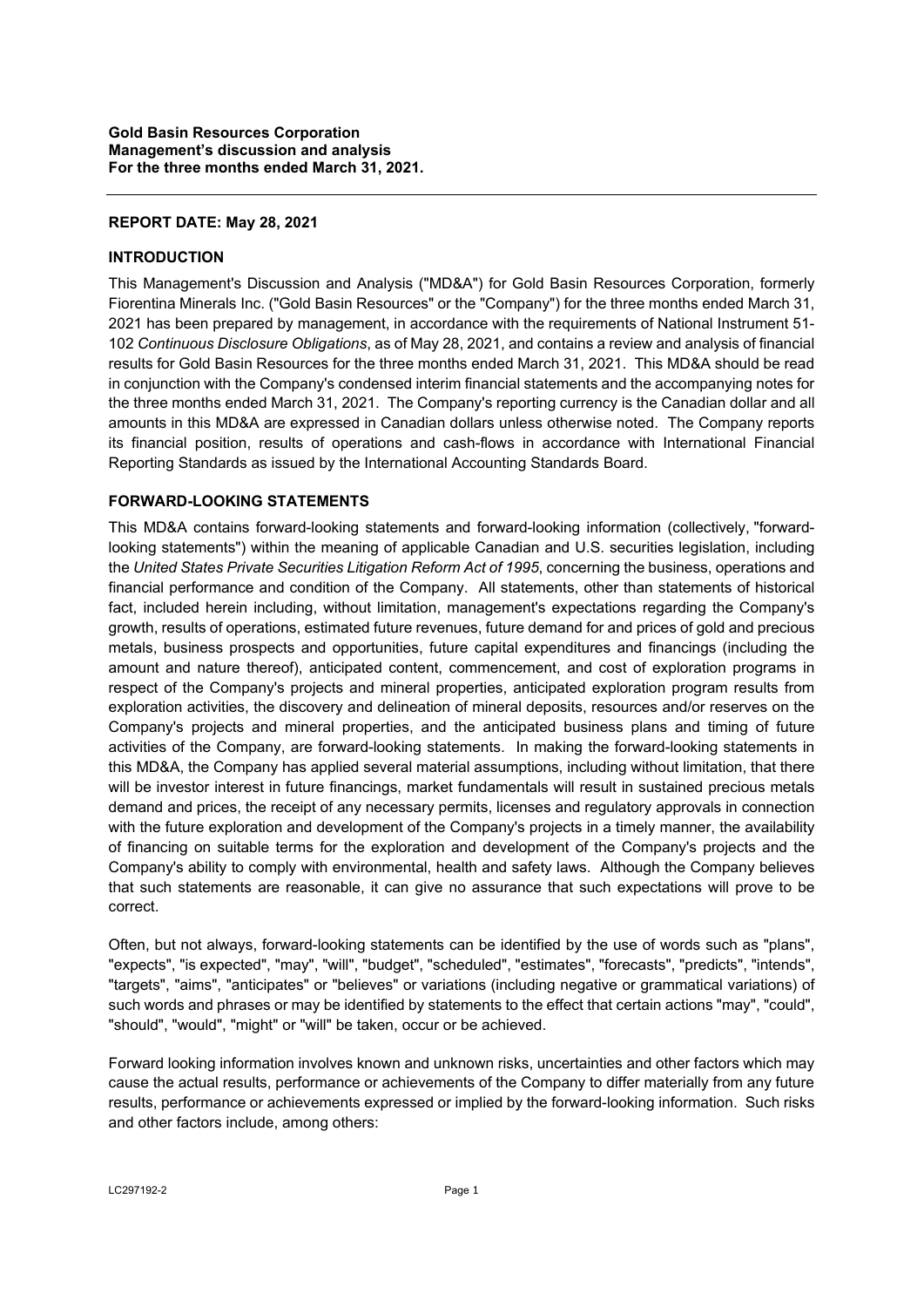**Gold Basin Resources Corporation**
**Management's discussion and analysis**
**For the three months ended March 31, 2021.**

**REPORT DATE: May 28, 2021**

**INTRODUCTION**

This Management's Discussion and Analysis ("MD&A") for Gold Basin Resources Corporation, formerly Fiorentina Minerals Inc. ("Gold Basin Resources" or the "Company") for the three months ended March 31, 2021 has been prepared by management, in accordance with the requirements of National Instrument 51-102 *Continuous Disclosure Obligations*, as of May 28, 2021, and contains a review and analysis of financial results for Gold Basin Resources for the three months ended March 31, 2021. This MD&A should be read in conjunction with the Company's condensed interim financial statements and the accompanying notes for the three months ended March 31, 2021. The Company's reporting currency is the Canadian dollar and all amounts in this MD&A are expressed in Canadian dollars unless otherwise noted. The Company reports its financial position, results of operations and cash-flows in accordance with International Financial Reporting Standards as issued by the International Accounting Standards Board.

**FORWARD-LOOKING STATEMENTS**

This MD&A contains forward-looking statements and forward-looking information (collectively, "forward-looking statements") within the meaning of applicable Canadian and U.S. securities legislation, including the *United States Private Securities Litigation Reform Act of 1995*, concerning the business, operations and financial performance and condition of the Company. All statements, other than statements of historical fact, included herein including, without limitation, management's expectations regarding the Company's growth, results of operations, estimated future revenues, future demand for and prices of gold and precious metals, business prospects and opportunities, future capital expenditures and financings (including the amount and nature thereof), anticipated content, commencement, and cost of exploration programs in respect of the Company's projects and mineral properties, anticipated exploration program results from exploration activities, the discovery and delineation of mineral deposits, resources and/or reserves on the Company's projects and mineral properties, and the anticipated business plans and timing of future activities of the Company, are forward-looking statements. In making the forward-looking statements in this MD&A, the Company has applied several material assumptions, including without limitation, that there will be investor interest in future financings, market fundamentals will result in sustained precious metals demand and prices, the receipt of any necessary permits, licenses and regulatory approvals in connection with the future exploration and development of the Company's projects in a timely manner, the availability of financing on suitable terms for the exploration and development of the Company's projects and the Company's ability to comply with environmental, health and safety laws. Although the Company believes that such statements are reasonable, it can give no assurance that such expectations will prove to be correct.

Often, but not always, forward-looking statements can be identified by the use of words such as "plans", "expects", "is expected", "may", "will", "budget", "scheduled", "estimates", "forecasts", "predicts", "intends", "targets", "aims", "anticipates" or "believes" or variations (including negative or grammatical variations) of such words and phrases or may be identified by statements to the effect that certain actions "may", "could", "should", "would", "might" or "will" be taken, occur or be achieved.

Forward looking information involves known and unknown risks, uncertainties and other factors which may cause the actual results, performance or achievements of the Company to differ materially from any future results, performance or achievements expressed or implied by the forward-looking information. Such risks and other factors include, among others: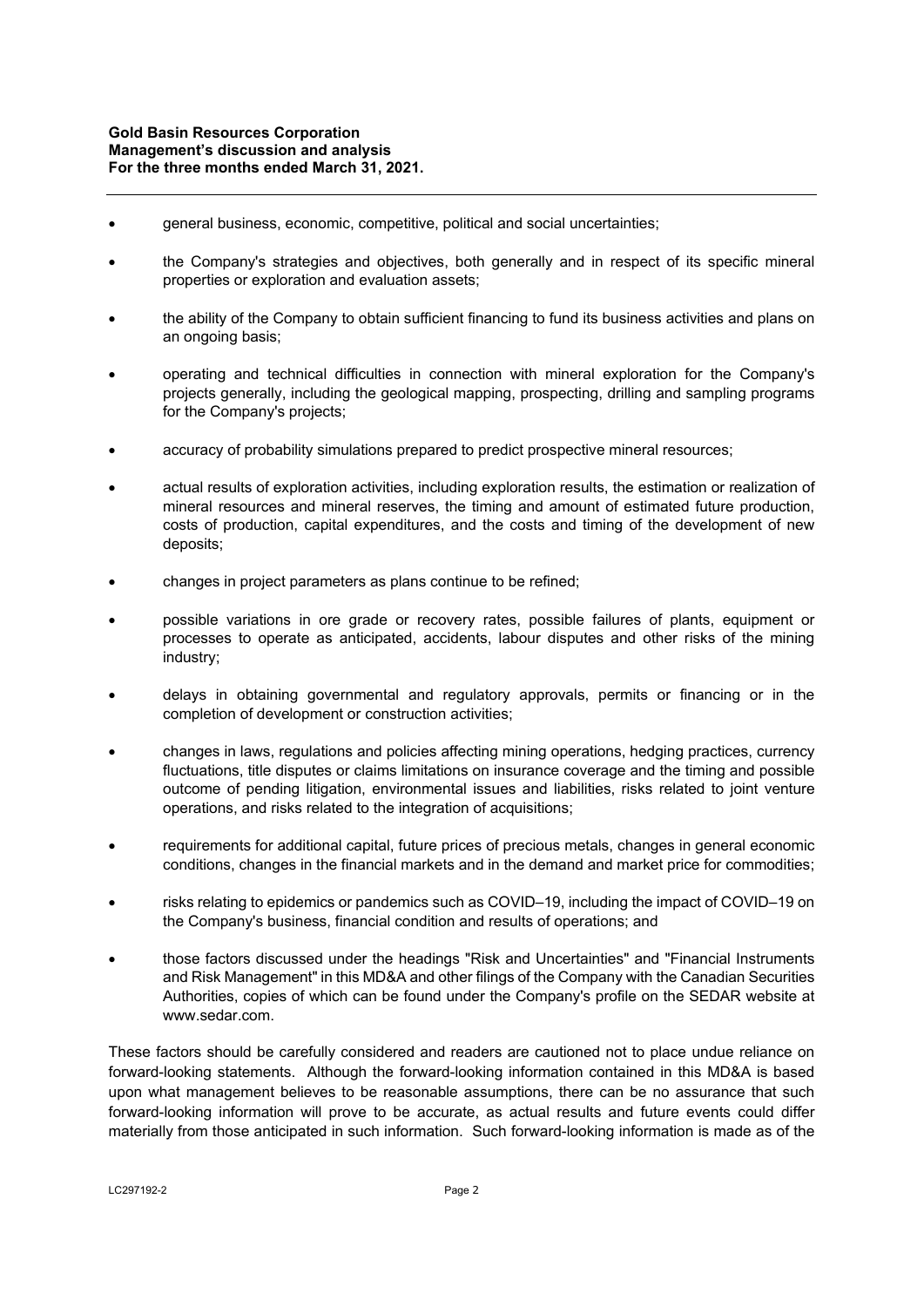- general business, economic, competitive, political and social uncertainties;
- the Company's strategies and objectives, both generally and in respect of its specific mineral properties or exploration and evaluation assets;
- the ability of the Company to obtain sufficient financing to fund its business activities and plans on an ongoing basis;
- operating and technical difficulties in connection with mineral exploration for the Company's projects generally, including the geological mapping, prospecting, drilling and sampling programs for the Company's projects;
- accuracy of probability simulations prepared to predict prospective mineral resources;
- actual results of exploration activities, including exploration results, the estimation or realization of mineral resources and mineral reserves, the timing and amount of estimated future production, costs of production, capital expenditures, and the costs and timing of the development of new deposits;
- changes in project parameters as plans continue to be refined;
- possible variations in ore grade or recovery rates, possible failures of plants, equipment or processes to operate as anticipated, accidents, labour disputes and other risks of the mining industry;
- delays in obtaining governmental and regulatory approvals, permits or financing or in the completion of development or construction activities;
- changes in laws, regulations and policies affecting mining operations, hedging practices, currency fluctuations, title disputes or claims limitations on insurance coverage and the timing and possible outcome of pending litigation, environmental issues and liabilities, risks related to joint venture operations, and risks related to the integration of acquisitions;
- requirements for additional capital, future prices of precious metals, changes in general economic conditions, changes in the financial markets and in the demand and market price for commodities;
- risks relating to epidemics or pandemics such as COVID–19, including the impact of COVID–19 on the Company's business, financial condition and results of operations; and
- those factors discussed under the headings "Risk and Uncertainties" and "Financial Instruments and Risk Management" in this MD&A and other filings of the Company with the Canadian Securities Authorities, copies of which can be found under the Company's profile on the SEDAR website at www.sedar.com.

These factors should be carefully considered and readers are cautioned not to place undue reliance on forward-looking statements. Although the forward-looking information contained in this MD&A is based upon what management believes to be reasonable assumptions, there can be no assurance that such forward-looking information will prove to be accurate, as actual results and future events could differ materially from those anticipated in such information. Such forward-looking information is made as of the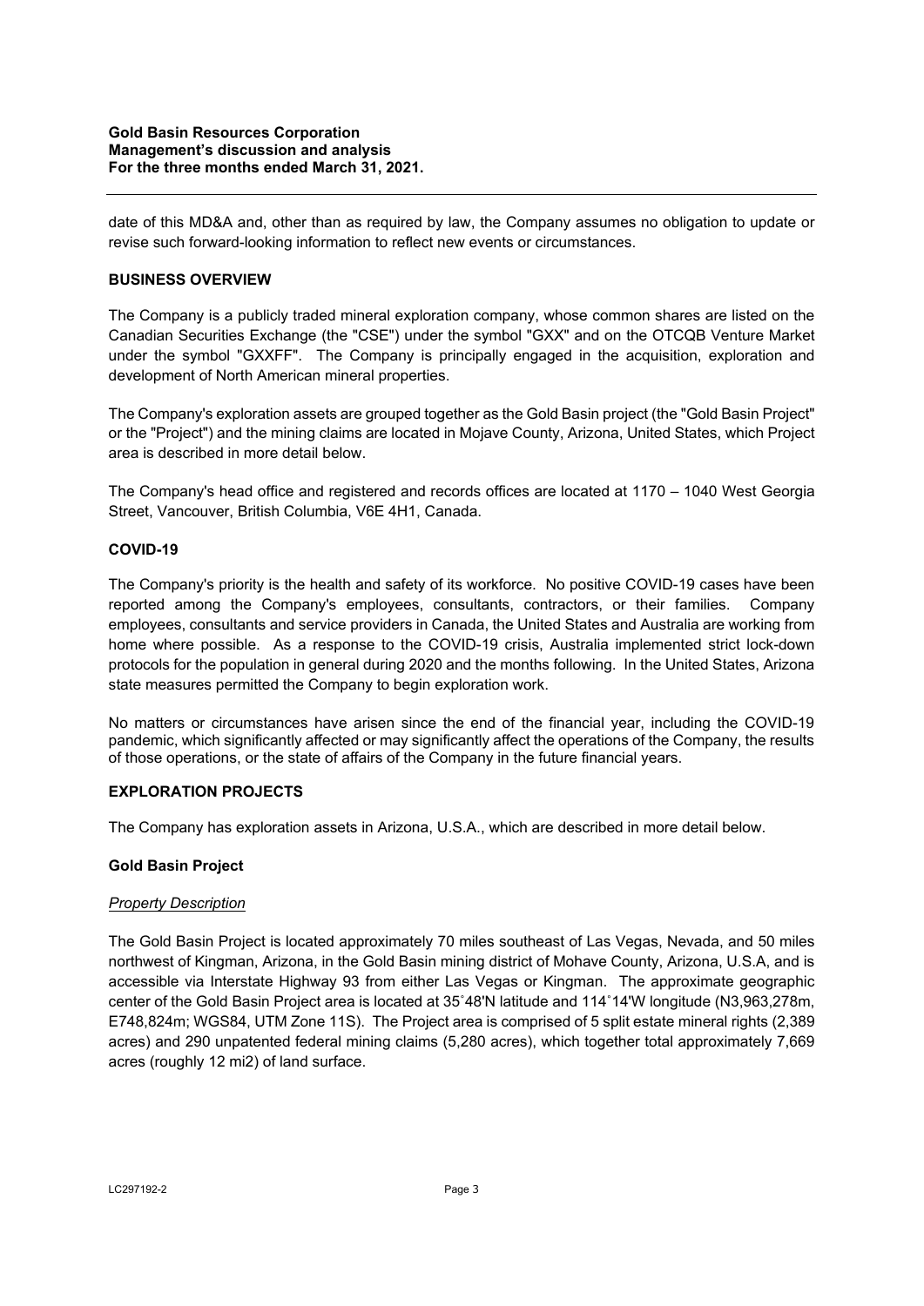date of this MD&A and, other than as required by law, the Company assumes no obligation to update or revise such forward-looking information to reflect new events or circumstances.

## BUSINESS OVERVIEW

The Company is a publicly traded mineral exploration company, whose common shares are listed on the Canadian Securities Exchange (the "CSE") under the symbol "GXX" and on the OTCQB Venture Market under the symbol "GXXFF". The Company is principally engaged in the acquisition, exploration and development of North American mineral properties.

The Company's exploration assets are grouped together as the Gold Basin project (the "Gold Basin Project" or the "Project") and the mining claims are located in Mojave County, Arizona, United States, which Project area is described in more detail below.

The Company's head office and registered and records offices are located at 1170 – 1040 West Georgia Street, Vancouver, British Columbia, V6E 4H1, Canada.

## COVID-19

The Company's priority is the health and safety of its workforce. No positive COVID-19 cases have been reported among the Company's employees, consultants, contractors, or their families. Company employees, consultants and service providers in Canada, the United States and Australia are working from home where possible. As a response to the COVID-19 crisis, Australia implemented strict lock-down protocols for the population in general during 2020 and the months following. In the United States, Arizona state measures permitted the Company to begin exploration work.

No matters or circumstances have arisen since the end of the financial year, including the COVID-19 pandemic, which significantly affected or may significantly affect the operations of the Company, the results of those operations, or the state of affairs of the Company in the future financial years.

## EXPLORATION PROJECTS

The Company has exploration assets in Arizona, U.S.A., which are described in more detail below.

### Gold Basin Project

*Property Description*

The Gold Basin Project is located approximately 70 miles southeast of Las Vegas, Nevada, and 50 miles northwest of Kingman, Arizona, in the Gold Basin mining district of Mohave County, Arizona, U.S.A, and is accessible via Interstate Highway 93 from either Las Vegas or Kingman. The approximate geographic center of the Gold Basin Project area is located at 35˚48'N latitude and 114˚14'W longitude (N3,963,278m, E748,824m; WGS84, UTM Zone 11S). The Project area is comprised of 5 split estate mineral rights (2,389 acres) and 290 unpatented federal mining claims (5,280 acres), which together total approximately 7,669 acres (roughly 12 mi2) of land surface.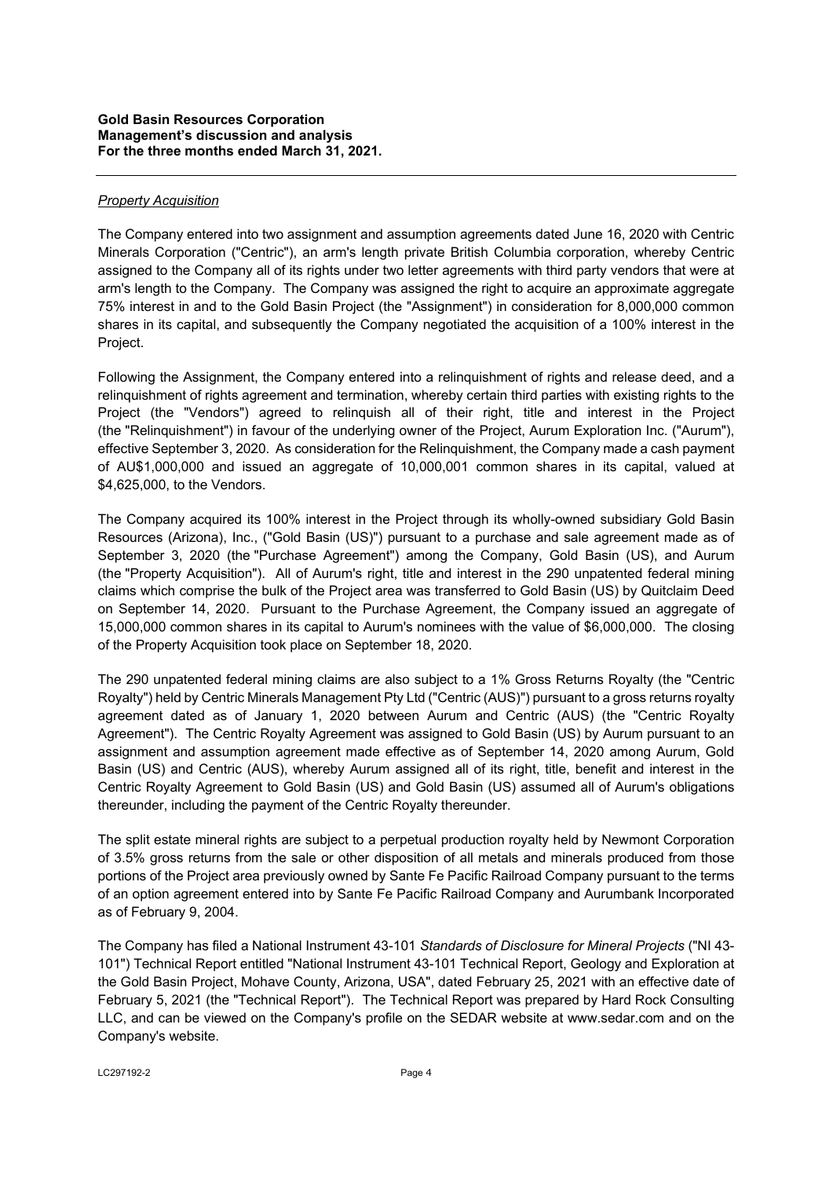*Property Acquisition*

The Company entered into two assignment and assumption agreements dated June 16, 2020 with Centric Minerals Corporation ("Centric"), an arm's length private British Columbia corporation, whereby Centric assigned to the Company all of its rights under two letter agreements with third party vendors that were at arm's length to the Company. The Company was assigned the right to acquire an approximate aggregate 75% interest in and to the Gold Basin Project (the "Assignment") in consideration for 8,000,000 common shares in its capital, and subsequently the Company negotiated the acquisition of a 100% interest in the Project.

Following the Assignment, the Company entered into a relinquishment of rights and release deed, and a relinquishment of rights agreement and termination, whereby certain third parties with existing rights to the Project (the "Vendors") agreed to relinquish all of their right, title and interest in the Project (the "Relinquishment") in favour of the underlying owner of the Project, Aurum Exploration Inc. ("Aurum"), effective September 3, 2020. As consideration for the Relinquishment, the Company made a cash payment of AU$1,000,000 and issued an aggregate of 10,000,001 common shares in its capital, valued at $4,625,000, to the Vendors.

The Company acquired its 100% interest in the Project through its wholly-owned subsidiary Gold Basin Resources (Arizona), Inc., ("Gold Basin (US)") pursuant to a purchase and sale agreement made as of September 3, 2020 (the "Purchase Agreement") among the Company, Gold Basin (US), and Aurum (the "Property Acquisition"). All of Aurum's right, title and interest in the 290 unpatented federal mining claims which comprise the bulk of the Project area was transferred to Gold Basin (US) by Quitclaim Deed on September 14, 2020. Pursuant to the Purchase Agreement, the Company issued an aggregate of 15,000,000 common shares in its capital to Aurum's nominees with the value of $6,000,000. The closing of the Property Acquisition took place on September 18, 2020.

The 290 unpatented federal mining claims are also subject to a 1% Gross Returns Royalty (the "Centric Royalty") held by Centric Minerals Management Pty Ltd ("Centric (AUS)") pursuant to a gross returns royalty agreement dated as of January 1, 2020 between Aurum and Centric (AUS) (the "Centric Royalty Agreement"). The Centric Royalty Agreement was assigned to Gold Basin (US) by Aurum pursuant to an assignment and assumption agreement made effective as of September 14, 2020 among Aurum, Gold Basin (US) and Centric (AUS), whereby Aurum assigned all of its right, title, benefit and interest in the Centric Royalty Agreement to Gold Basin (US) and Gold Basin (US) assumed all of Aurum's obligations thereunder, including the payment of the Centric Royalty thereunder.

The split estate mineral rights are subject to a perpetual production royalty held by Newmont Corporation of 3.5% gross returns from the sale or other disposition of all metals and minerals produced from those portions of the Project area previously owned by Sante Fe Pacific Railroad Company pursuant to the terms of an option agreement entered into by Sante Fe Pacific Railroad Company and Aurumbank Incorporated as of February 9, 2004.

The Company has filed a National Instrument 43-101 *Standards of Disclosure for Mineral Projects* ("NI 43-101") Technical Report entitled "National Instrument 43-101 Technical Report, Geology and Exploration at the Gold Basin Project, Mohave County, Arizona, USA", dated February 25, 2021 with an effective date of February 5, 2021 (the "Technical Report"). The Technical Report was prepared by Hard Rock Consulting LLC, and can be viewed on the Company's profile on the SEDAR website at www.sedar.com and on the Company's website.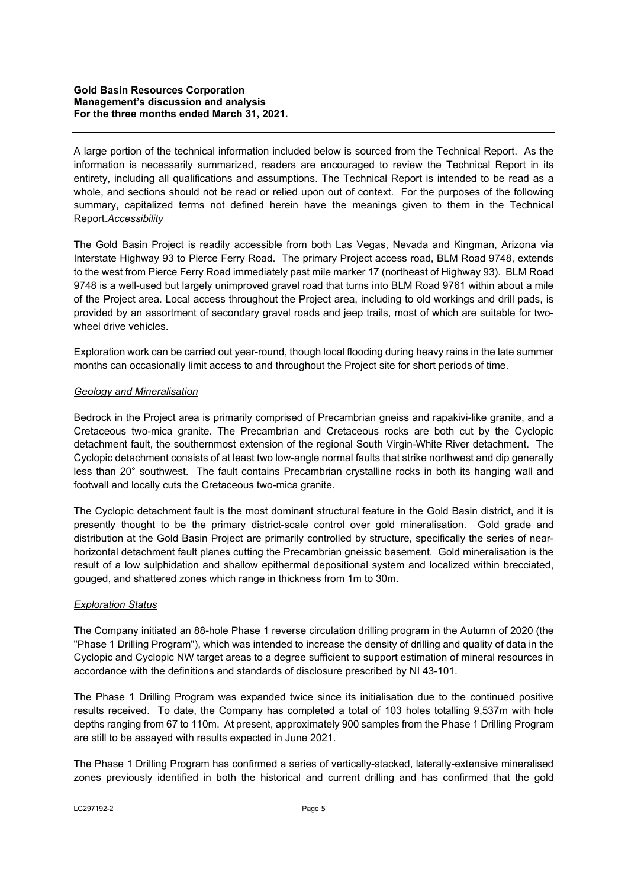A large portion of the technical information included below is sourced from the Technical Report. As the information is necessarily summarized, readers are encouraged to review the Technical Report in its entirety, including all qualifications and assumptions. The Technical Report is intended to be read as a whole, and sections should not be read or relied upon out of context. For the purposes of the following summary, capitalized terms not defined herein have the meanings given to them in the Technical Report.

*Accessibility*

The Gold Basin Project is readily accessible from both Las Vegas, Nevada and Kingman, Arizona via Interstate Highway 93 to Pierce Ferry Road. The primary Project access road, BLM Road 9748, extends to the west from Pierce Ferry Road immediately past mile marker 17 (northeast of Highway 93). BLM Road 9748 is a well-used but largely unimproved gravel road that turns into BLM Road 9761 within about a mile of the Project area. Local access throughout the Project area, including to old workings and drill pads, is provided by an assortment of secondary gravel roads and jeep trails, most of which are suitable for two-wheel drive vehicles.

Exploration work can be carried out year-round, though local flooding during heavy rains in the late summer months can occasionally limit access to and throughout the Project site for short periods of time.

*Geology and Mineralisation*

Bedrock in the Project area is primarily comprised of Precambrian gneiss and rapakivi-like granite, and a Cretaceous two-mica granite. The Precambrian and Cretaceous rocks are both cut by the Cyclopic detachment fault, the southernmost extension of the regional South Virgin-White River detachment. The Cyclopic detachment consists of at least two low-angle normal faults that strike northwest and dip generally less than 20° southwest. The fault contains Precambrian crystalline rocks in both its hanging wall and footwall and locally cuts the Cretaceous two-mica granite.

The Cyclopic detachment fault is the most dominant structural feature in the Gold Basin district, and it is presently thought to be the primary district-scale control over gold mineralisation. Gold grade and distribution at the Gold Basin Project are primarily controlled by structure, specifically the series of near-horizontal detachment fault planes cutting the Precambrian gneissic basement. Gold mineralisation is the result of a low sulphidation and shallow epithermal depositional system and localized within brecciated, gouged, and shattered zones which range in thickness from 1m to 30m.

*Exploration Status*

The Company initiated an 88-hole Phase 1 reverse circulation drilling program in the Autumn of 2020 (the "Phase 1 Drilling Program"), which was intended to increase the density of drilling and quality of data in the Cyclopic and Cyclopic NW target areas to a degree sufficient to support estimation of mineral resources in accordance with the definitions and standards of disclosure prescribed by NI 43-101.

The Phase 1 Drilling Program was expanded twice since its initialisation due to the continued positive results received. To date, the Company has completed a total of 103 holes totalling 9,537m with hole depths ranging from 67 to 110m. At present, approximately 900 samples from the Phase 1 Drilling Program are still to be assayed with results expected in June 2021.

The Phase 1 Drilling Program has confirmed a series of vertically-stacked, laterally-extensive mineralised zones previously identified in both the historical and current drilling and has confirmed that the gold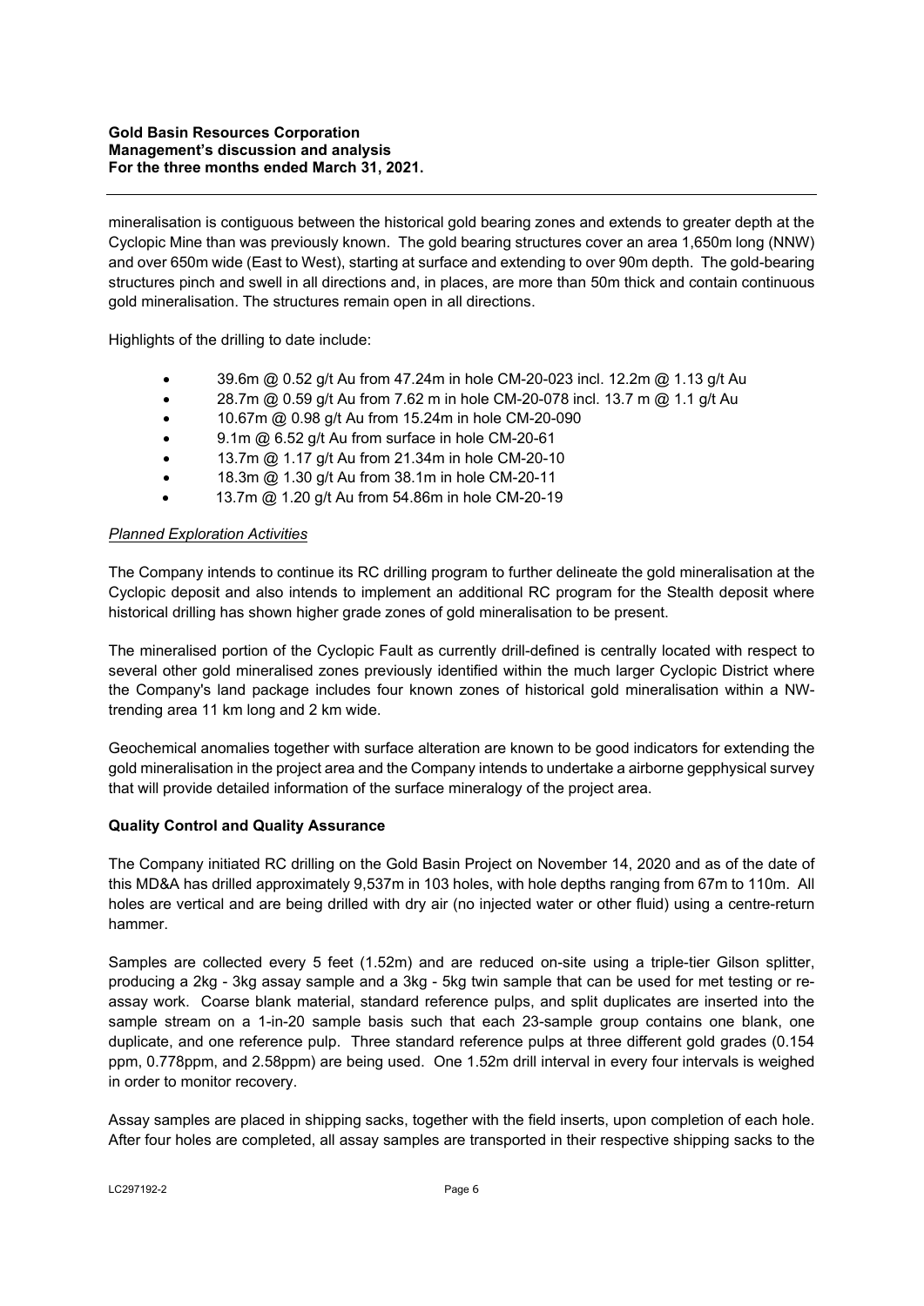mineralisation is contiguous between the historical gold bearing zones and extends to greater depth at the Cyclopic Mine than was previously known. The gold bearing structures cover an area 1,650m long (NNW) and over 650m wide (East to West), starting at surface and extending to over 90m depth. The gold-bearing structures pinch and swell in all directions and, in places, are more than 50m thick and contain continuous gold mineralisation. The structures remain open in all directions.

Highlights of the drilling to date include:

- 39.6m @ 0.52 g/t Au from 47.24m in hole CM-20-023 incl. 12.2m @ 1.13 g/t Au
- 28.7m @ 0.59 g/t Au from 7.62 m in hole CM-20-078 incl. 13.7 m @ 1.1 g/t Au
- 10.67m @ 0.98 g/t Au from 15.24m in hole CM-20-090
- 9.1m @ 6.52 g/t Au from surface in hole CM-20-61
- 13.7m @ 1.17 g/t Au from 21.34m in hole CM-20-10
- 18.3m @ 1.30 g/t Au from 38.1m in hole CM-20-11
- 13.7m @ 1.20 g/t Au from 54.86m in hole CM-20-19

*Planned Exploration Activities*

The Company intends to continue its RC drilling program to further delineate the gold mineralisation at the Cyclopic deposit and also intends to implement an additional RC program for the Stealth deposit where historical drilling has shown higher grade zones of gold mineralisation to be present.

The mineralised portion of the Cyclopic Fault as currently drill-defined is centrally located with respect to several other gold mineralised zones previously identified within the much larger Cyclopic District where the Company's land package includes four known zones of historical gold mineralisation within a NW-trending area 11 km long and 2 km wide.

Geochemical anomalies together with surface alteration are known to be good indicators for extending the gold mineralisation in the project area and the Company intends to undertake a airborne gepphysical survey that will provide detailed information of the surface mineralogy of the project area.

**Quality Control and Quality Assurance**

The Company initiated RC drilling on the Gold Basin Project on November 14, 2020 and as of the date of this MD&A has drilled approximately 9,537m in 103 holes, with hole depths ranging from 67m to 110m. All holes are vertical and are being drilled with dry air (no injected water or other fluid) using a centre-return hammer.

Samples are collected every 5 feet (1.52m) and are reduced on-site using a triple-tier Gilson splitter, producing a 2kg - 3kg assay sample and a 3kg - 5kg twin sample that can be used for met testing or re-assay work. Coarse blank material, standard reference pulps, and split duplicates are inserted into the sample stream on a 1-in-20 sample basis such that each 23-sample group contains one blank, one duplicate, and one reference pulp. Three standard reference pulps at three different gold grades (0.154 ppm, 0.778ppm, and 2.58ppm) are being used. One 1.52m drill interval in every four intervals is weighed in order to monitor recovery.

Assay samples are placed in shipping sacks, together with the field inserts, upon completion of each hole. After four holes are completed, all assay samples are transported in their respective shipping sacks to the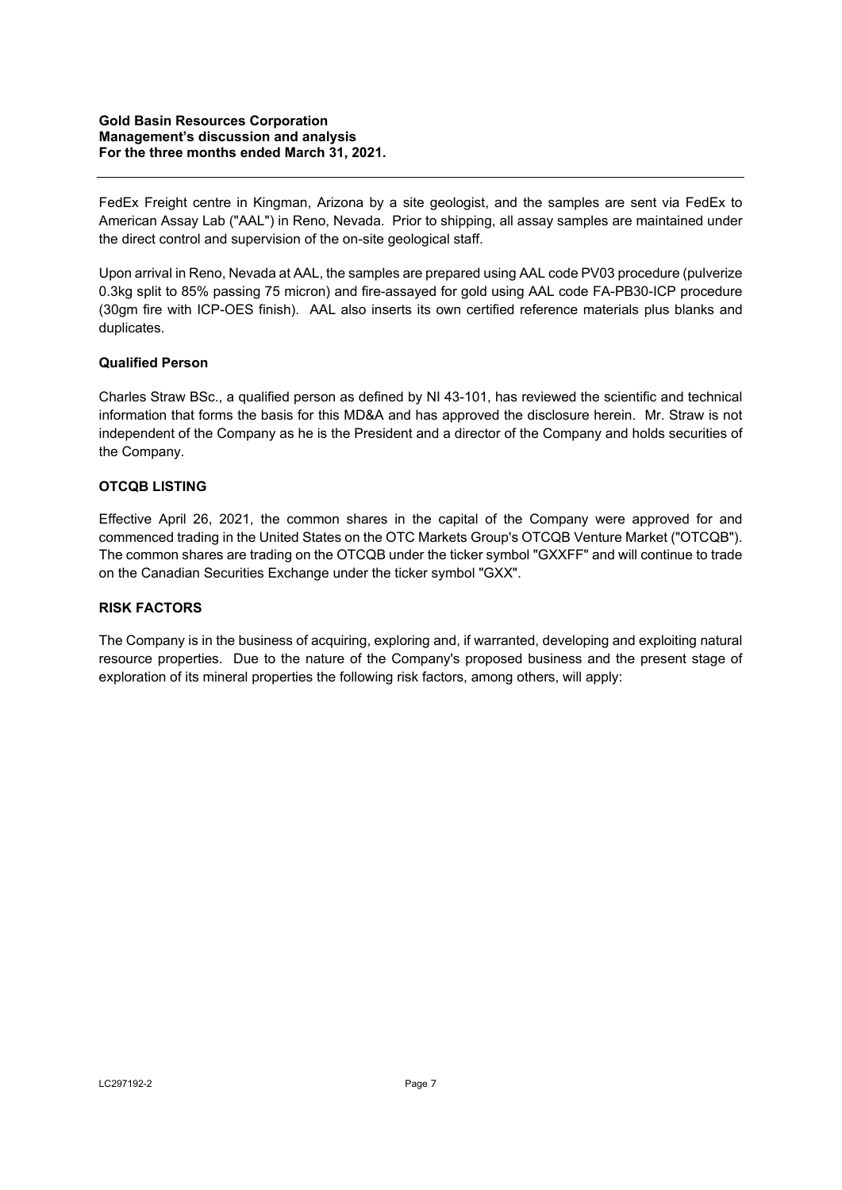FedEx Freight centre in Kingman, Arizona by a site geologist, and the samples are sent via FedEx to American Assay Lab ("AAL") in Reno, Nevada. Prior to shipping, all assay samples are maintained under the direct control and supervision of the on-site geological staff.

Upon arrival in Reno, Nevada at AAL, the samples are prepared using AAL code PV03 procedure (pulverize 0.3kg split to 85% passing 75 micron) and fire-assayed for gold using AAL code FA-PB30-ICP procedure (30gm fire with ICP-OES finish). AAL also inserts its own certified reference materials plus blanks and duplicates.

### Qualified Person

Charles Straw BSc., a qualified person as defined by NI 43-101, has reviewed the scientific and technical information that forms the basis for this MD&A and has approved the disclosure herein. Mr. Straw is not independent of the Company as he is the President and a director of the Company and holds securities of the Company.

## OTCQB LISTING

Effective April 26, 2021, the common shares in the capital of the Company were approved for and commenced trading in the United States on the OTC Markets Group's OTCQB Venture Market ("OTCQB"). The common shares are trading on the OTCQB under the ticker symbol "GXXFF" and will continue to trade on the Canadian Securities Exchange under the ticker symbol "GXX".

## RISK FACTORS

The Company is in the business of acquiring, exploring and, if warranted, developing and exploiting natural resource properties. Due to the nature of the Company's proposed business and the present stage of exploration of its mineral properties the following risk factors, among others, will apply: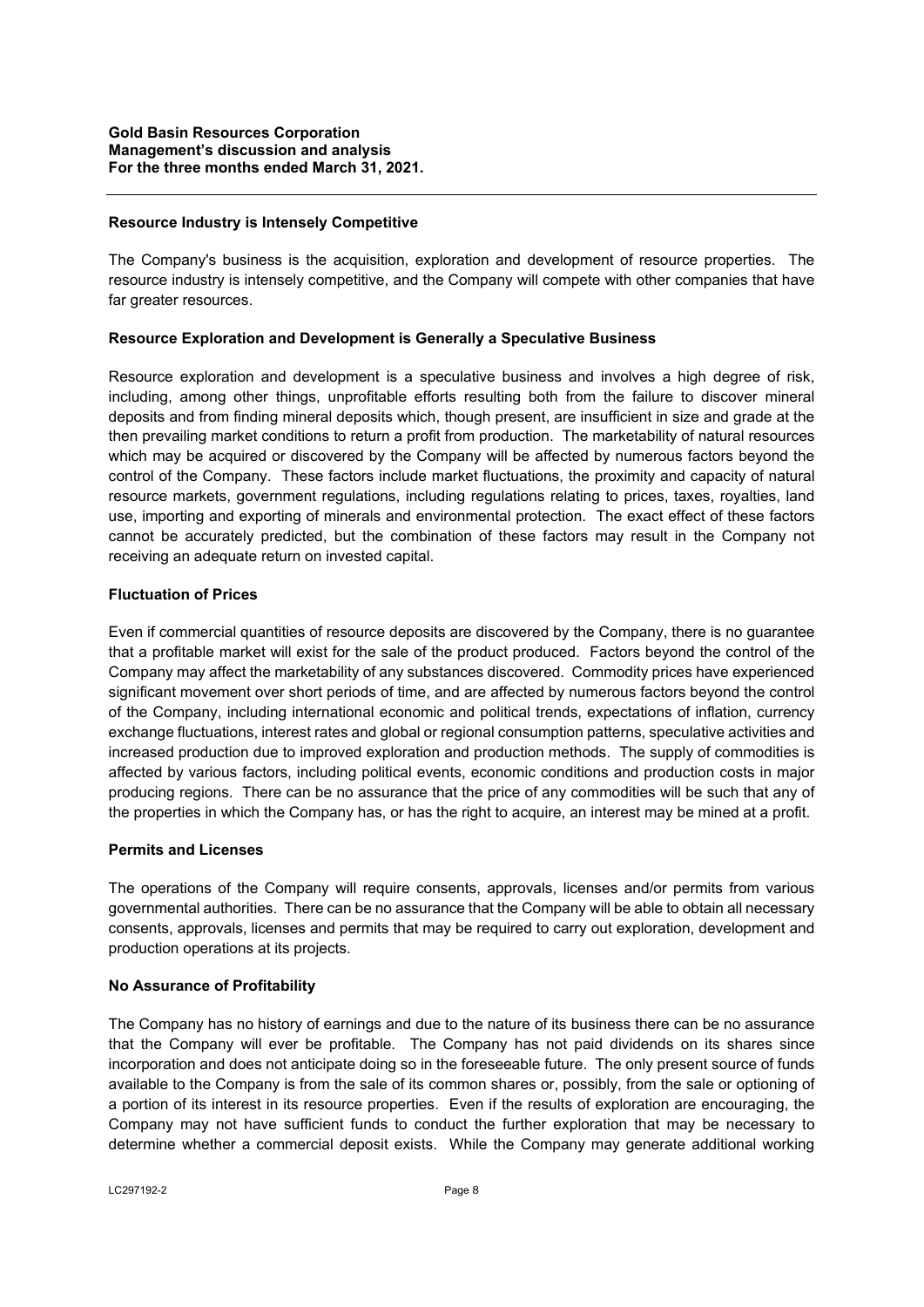#### Resource Industry is Intensely Competitive

The Company's business is the acquisition, exploration and development of resource properties. The resource industry is intensely competitive, and the Company will compete with other companies that have far greater resources.

#### Resource Exploration and Development is Generally a Speculative Business

Resource exploration and development is a speculative business and involves a high degree of risk, including, among other things, unprofitable efforts resulting both from the failure to discover mineral deposits and from finding mineral deposits which, though present, are insufficient in size and grade at the then prevailing market conditions to return a profit from production. The marketability of natural resources which may be acquired or discovered by the Company will be affected by numerous factors beyond the control of the Company. These factors include market fluctuations, the proximity and capacity of natural resource markets, government regulations, including regulations relating to prices, taxes, royalties, land use, importing and exporting of minerals and environmental protection. The exact effect of these factors cannot be accurately predicted, but the combination of these factors may result in the Company not receiving an adequate return on invested capital.

#### Fluctuation of Prices

Even if commercial quantities of resource deposits are discovered by the Company, there is no guarantee that a profitable market will exist for the sale of the product produced. Factors beyond the control of the Company may affect the marketability of any substances discovered. Commodity prices have experienced significant movement over short periods of time, and are affected by numerous factors beyond the control of the Company, including international economic and political trends, expectations of inflation, currency exchange fluctuations, interest rates and global or regional consumption patterns, speculative activities and increased production due to improved exploration and production methods. The supply of commodities is affected by various factors, including political events, economic conditions and production costs in major producing regions. There can be no assurance that the price of any commodities will be such that any of the properties in which the Company has, or has the right to acquire, an interest may be mined at a profit.

#### Permits and Licenses

The operations of the Company will require consents, approvals, licenses and/or permits from various governmental authorities. There can be no assurance that the Company will be able to obtain all necessary consents, approvals, licenses and permits that may be required to carry out exploration, development and production operations at its projects.

#### No Assurance of Profitability

The Company has no history of earnings and due to the nature of its business there can be no assurance that the Company will ever be profitable. The Company has not paid dividends on its shares since incorporation and does not anticipate doing so in the foreseeable future. The only present source of funds available to the Company is from the sale of its common shares or, possibly, from the sale or optioning of a portion of its interest in its resource properties. Even if the results of exploration are encouraging, the Company may not have sufficient funds to conduct the further exploration that may be necessary to determine whether a commercial deposit exists. While the Company may generate additional working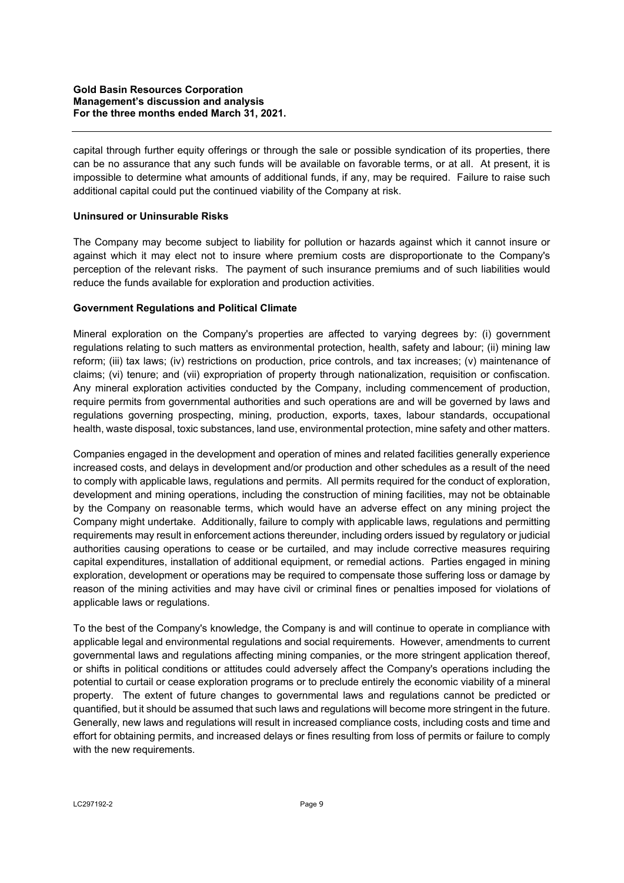capital through further equity offerings or through the sale or possible syndication of its properties, there can be no assurance that any such funds will be available on favorable terms, or at all. At present, it is impossible to determine what amounts of additional funds, if any, may be required. Failure to raise such additional capital could put the continued viability of the Company at risk.

**Uninsured or Uninsurable Risks**

The Company may become subject to liability for pollution or hazards against which it cannot insure or against which it may elect not to insure where premium costs are disproportionate to the Company's perception of the relevant risks. The payment of such insurance premiums and of such liabilities would reduce the funds available for exploration and production activities.

**Government Regulations and Political Climate**

Mineral exploration on the Company's properties are affected to varying degrees by: (i) government regulations relating to such matters as environmental protection, health, safety and labour; (ii) mining law reform; (iii) tax laws; (iv) restrictions on production, price controls, and tax increases; (v) maintenance of claims; (vi) tenure; and (vii) expropriation of property through nationalization, requisition or confiscation. Any mineral exploration activities conducted by the Company, including commencement of production, require permits from governmental authorities and such operations are and will be governed by laws and regulations governing prospecting, mining, production, exports, taxes, labour standards, occupational health, waste disposal, toxic substances, land use, environmental protection, mine safety and other matters.

Companies engaged in the development and operation of mines and related facilities generally experience increased costs, and delays in development and/or production and other schedules as a result of the need to comply with applicable laws, regulations and permits. All permits required for the conduct of exploration, development and mining operations, including the construction of mining facilities, may not be obtainable by the Company on reasonable terms, which would have an adverse effect on any mining project the Company might undertake. Additionally, failure to comply with applicable laws, regulations and permitting requirements may result in enforcement actions thereunder, including orders issued by regulatory or judicial authorities causing operations to cease or be curtailed, and may include corrective measures requiring capital expenditures, installation of additional equipment, or remedial actions. Parties engaged in mining exploration, development or operations may be required to compensate those suffering loss or damage by reason of the mining activities and may have civil or criminal fines or penalties imposed for violations of applicable laws or regulations.

To the best of the Company's knowledge, the Company is and will continue to operate in compliance with applicable legal and environmental regulations and social requirements. However, amendments to current governmental laws and regulations affecting mining companies, or the more stringent application thereof, or shifts in political conditions or attitudes could adversely affect the Company's operations including the potential to curtail or cease exploration programs or to preclude entirely the economic viability of a mineral property. The extent of future changes to governmental laws and regulations cannot be predicted or quantified, but it should be assumed that such laws and regulations will become more stringent in the future. Generally, new laws and regulations will result in increased compliance costs, including costs and time and effort for obtaining permits, and increased delays or fines resulting from loss of permits or failure to comply with the new requirements.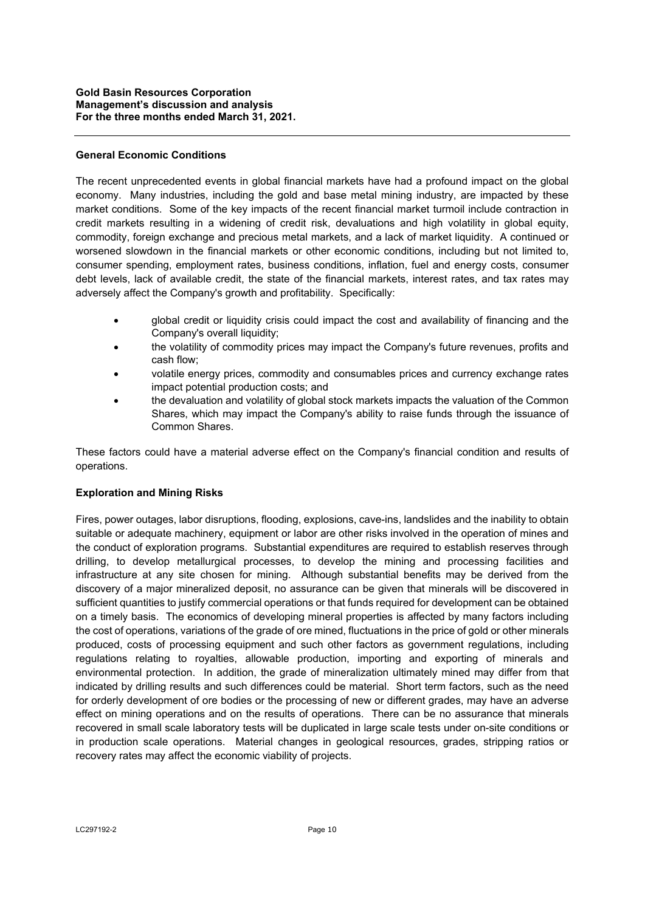### General Economic Conditions

The recent unprecedented events in global financial markets have had a profound impact on the global economy. Many industries, including the gold and base metal mining industry, are impacted by these market conditions. Some of the key impacts of the recent financial market turmoil include contraction in credit markets resulting in a widening of credit risk, devaluations and high volatility in global equity, commodity, foreign exchange and precious metal markets, and a lack of market liquidity. A continued or worsened slowdown in the financial markets or other economic conditions, including but not limited to, consumer spending, employment rates, business conditions, inflation, fuel and energy costs, consumer debt levels, lack of available credit, the state of the financial markets, interest rates, and tax rates may adversely affect the Company's growth and profitability. Specifically:

- global credit or liquidity crisis could impact the cost and availability of financing and the Company's overall liquidity;
- the volatility of commodity prices may impact the Company's future revenues, profits and cash flow;
- volatile energy prices, commodity and consumables prices and currency exchange rates impact potential production costs; and
- the devaluation and volatility of global stock markets impacts the valuation of the Common Shares, which may impact the Company's ability to raise funds through the issuance of Common Shares.

These factors could have a material adverse effect on the Company's financial condition and results of operations.

### Exploration and Mining Risks

Fires, power outages, labor disruptions, flooding, explosions, cave-ins, landslides and the inability to obtain suitable or adequate machinery, equipment or labor are other risks involved in the operation of mines and the conduct of exploration programs. Substantial expenditures are required to establish reserves through drilling, to develop metallurgical processes, to develop the mining and processing facilities and infrastructure at any site chosen for mining. Although substantial benefits may be derived from the discovery of a major mineralized deposit, no assurance can be given that minerals will be discovered in sufficient quantities to justify commercial operations or that funds required for development can be obtained on a timely basis. The economics of developing mineral properties is affected by many factors including the cost of operations, variations of the grade of ore mined, fluctuations in the price of gold or other minerals produced, costs of processing equipment and such other factors as government regulations, including regulations relating to royalties, allowable production, importing and exporting of minerals and environmental protection. In addition, the grade of mineralization ultimately mined may differ from that indicated by drilling results and such differences could be material. Short term factors, such as the need for orderly development of ore bodies or the processing of new or different grades, may have an adverse effect on mining operations and on the results of operations. There can be no assurance that minerals recovered in small scale laboratory tests will be duplicated in large scale tests under on-site conditions or in production scale operations. Material changes in geological resources, grades, stripping ratios or recovery rates may affect the economic viability of projects.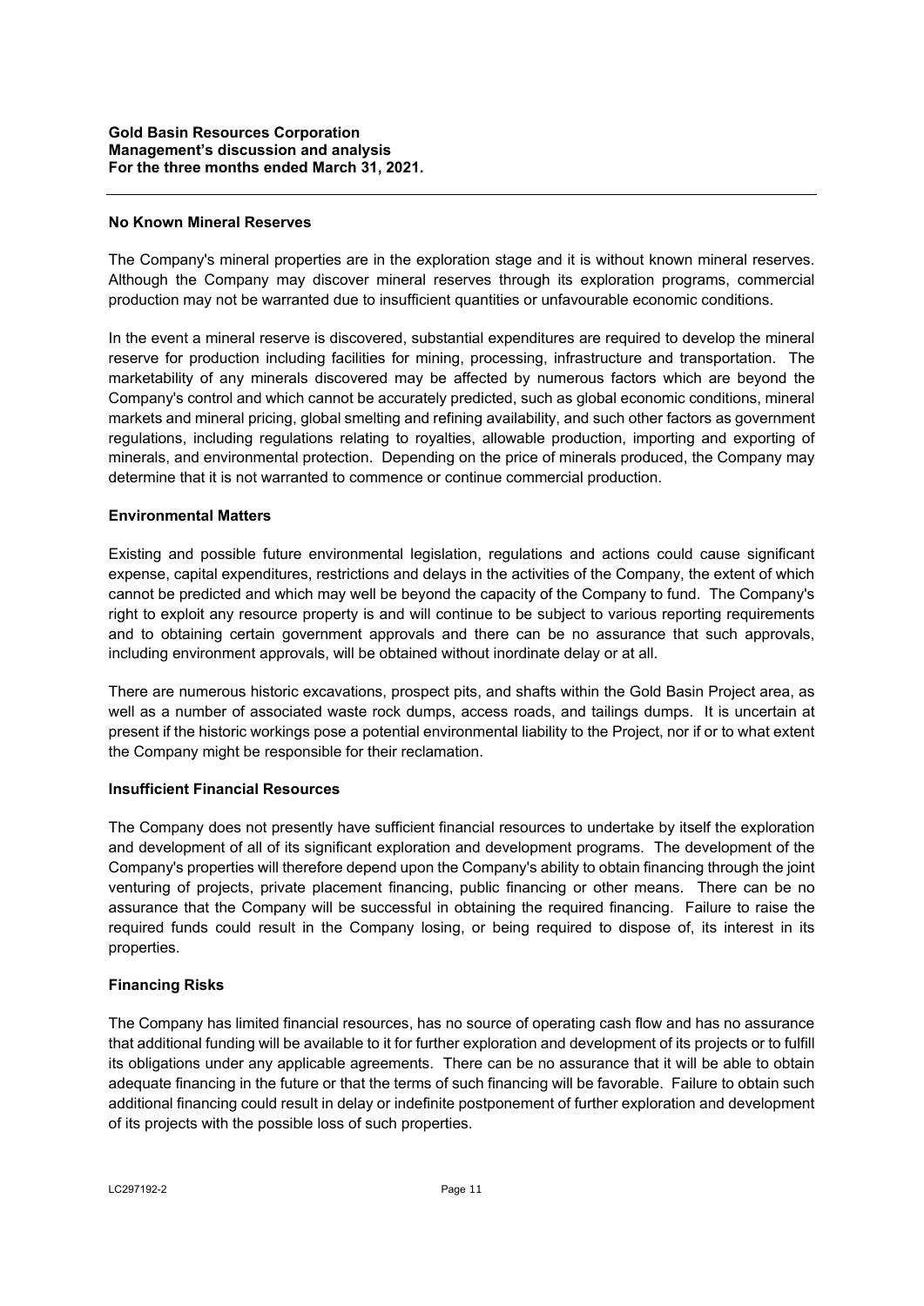### No Known Mineral Reserves

The Company's mineral properties are in the exploration stage and it is without known mineral reserves. Although the Company may discover mineral reserves through its exploration programs, commercial production may not be warranted due to insufficient quantities or unfavourable economic conditions.

In the event a mineral reserve is discovered, substantial expenditures are required to develop the mineral reserve for production including facilities for mining, processing, infrastructure and transportation. The marketability of any minerals discovered may be affected by numerous factors which are beyond the Company's control and which cannot be accurately predicted, such as global economic conditions, mineral markets and mineral pricing, global smelting and refining availability, and such other factors as government regulations, including regulations relating to royalties, allowable production, importing and exporting of minerals, and environmental protection. Depending on the price of minerals produced, the Company may determine that it is not warranted to commence or continue commercial production.

### Environmental Matters

Existing and possible future environmental legislation, regulations and actions could cause significant expense, capital expenditures, restrictions and delays in the activities of the Company, the extent of which cannot be predicted and which may well be beyond the capacity of the Company to fund. The Company's right to exploit any resource property is and will continue to be subject to various reporting requirements and to obtaining certain government approvals and there can be no assurance that such approvals, including environment approvals, will be obtained without inordinate delay or at all.

There are numerous historic excavations, prospect pits, and shafts within the Gold Basin Project area, as well as a number of associated waste rock dumps, access roads, and tailings dumps. It is uncertain at present if the historic workings pose a potential environmental liability to the Project, nor if or to what extent the Company might be responsible for their reclamation.

### Insufficient Financial Resources

The Company does not presently have sufficient financial resources to undertake by itself the exploration and development of all of its significant exploration and development programs. The development of the Company's properties will therefore depend upon the Company's ability to obtain financing through the joint venturing of projects, private placement financing, public financing or other means. There can be no assurance that the Company will be successful in obtaining the required financing. Failure to raise the required funds could result in the Company losing, or being required to dispose of, its interest in its properties.

### Financing Risks

The Company has limited financial resources, has no source of operating cash flow and has no assurance that additional funding will be available to it for further exploration and development of its projects or to fulfill its obligations under any applicable agreements. There can be no assurance that it will be able to obtain adequate financing in the future or that the terms of such financing will be favorable. Failure to obtain such additional financing could result in delay or indefinite postponement of further exploration and development of its projects with the possible loss of such properties.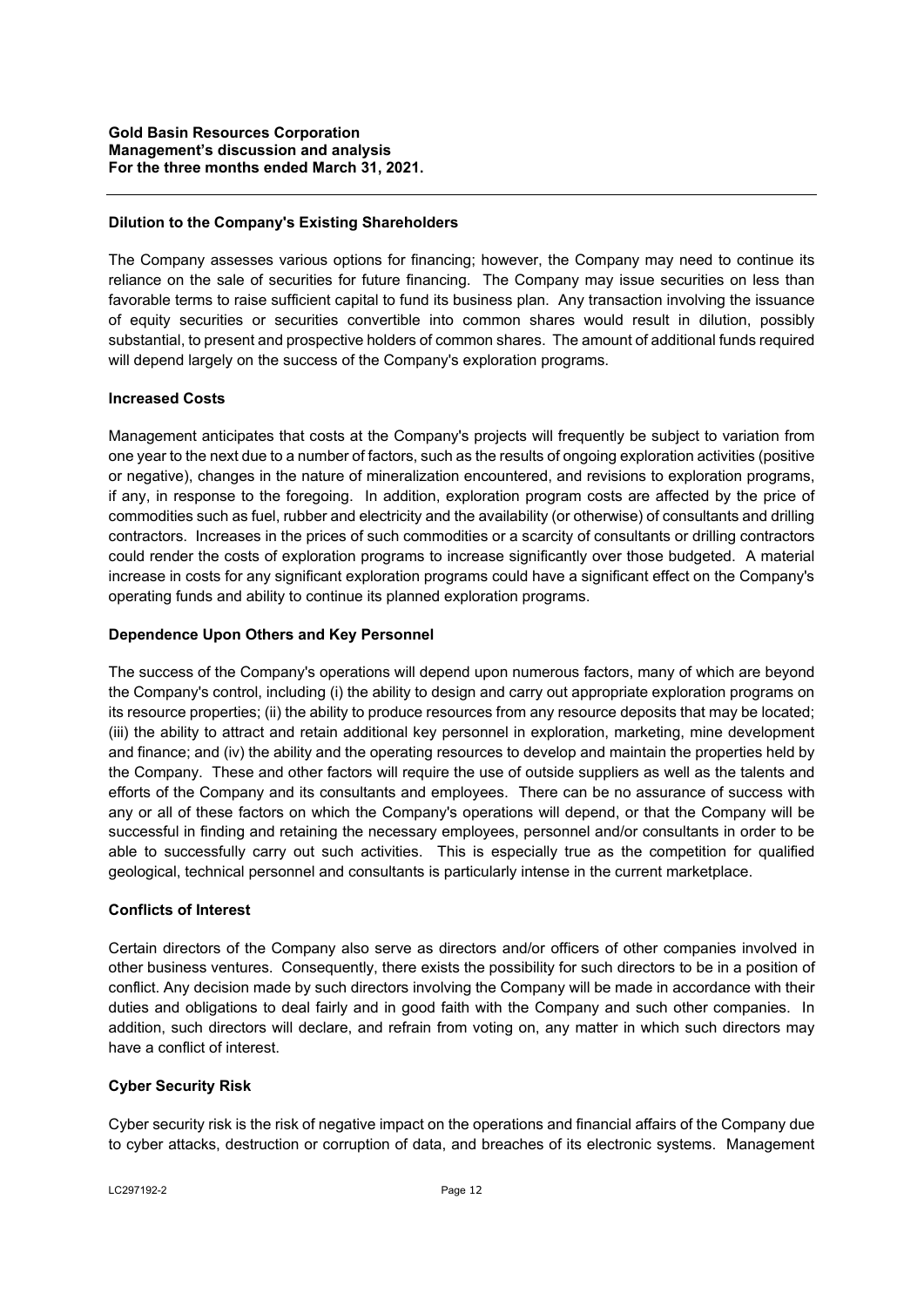### Dilution to the Company's Existing Shareholders

The Company assesses various options for financing; however, the Company may need to continue its reliance on the sale of securities for future financing. The Company may issue securities on less than favorable terms to raise sufficient capital to fund its business plan. Any transaction involving the issuance of equity securities or securities convertible into common shares would result in dilution, possibly substantial, to present and prospective holders of common shares. The amount of additional funds required will depend largely on the success of the Company's exploration programs.

### Increased Costs

Management anticipates that costs at the Company's projects will frequently be subject to variation from one year to the next due to a number of factors, such as the results of ongoing exploration activities (positive or negative), changes in the nature of mineralization encountered, and revisions to exploration programs, if any, in response to the foregoing. In addition, exploration program costs are affected by the price of commodities such as fuel, rubber and electricity and the availability (or otherwise) of consultants and drilling contractors. Increases in the prices of such commodities or a scarcity of consultants or drilling contractors could render the costs of exploration programs to increase significantly over those budgeted. A material increase in costs for any significant exploration programs could have a significant effect on the Company's operating funds and ability to continue its planned exploration programs.

### Dependence Upon Others and Key Personnel

The success of the Company's operations will depend upon numerous factors, many of which are beyond the Company's control, including (i) the ability to design and carry out appropriate exploration programs on its resource properties; (ii) the ability to produce resources from any resource deposits that may be located; (iii) the ability to attract and retain additional key personnel in exploration, marketing, mine development and finance; and (iv) the ability and the operating resources to develop and maintain the properties held by the Company. These and other factors will require the use of outside suppliers as well as the talents and efforts of the Company and its consultants and employees. There can be no assurance of success with any or all of these factors on which the Company's operations will depend, or that the Company will be successful in finding and retaining the necessary employees, personnel and/or consultants in order to be able to successfully carry out such activities. This is especially true as the competition for qualified geological, technical personnel and consultants is particularly intense in the current marketplace.

### Conflicts of Interest

Certain directors of the Company also serve as directors and/or officers of other companies involved in other business ventures. Consequently, there exists the possibility for such directors to be in a position of conflict. Any decision made by such directors involving the Company will be made in accordance with their duties and obligations to deal fairly and in good faith with the Company and such other companies. In addition, such directors will declare, and refrain from voting on, any matter in which such directors may have a conflict of interest.

### Cyber Security Risk

Cyber security risk is the risk of negative impact on the operations and financial affairs of the Company due to cyber attacks, destruction or corruption of data, and breaches of its electronic systems. Management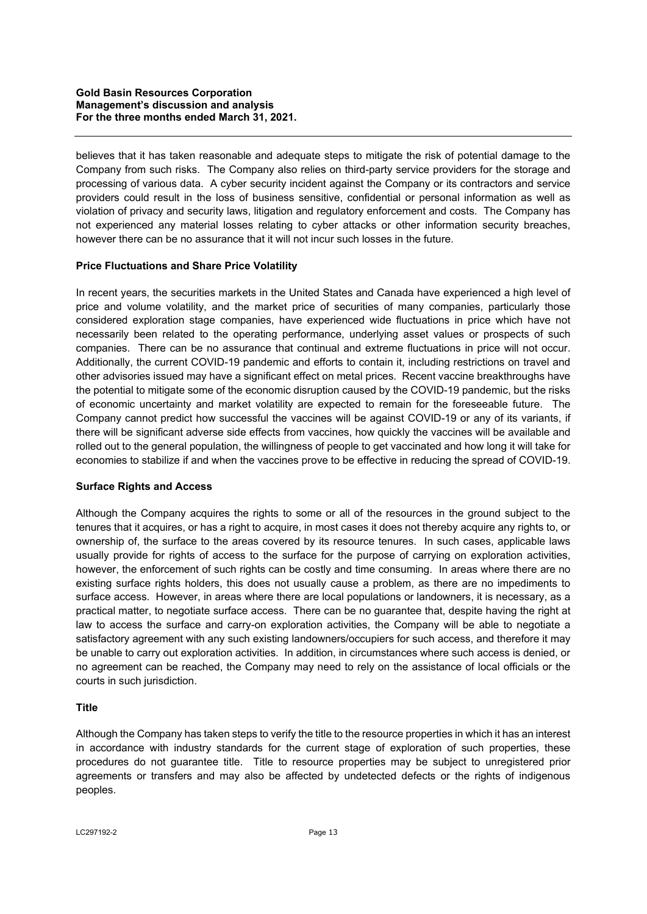believes that it has taken reasonable and adequate steps to mitigate the risk of potential damage to the Company from such risks. The Company also relies on third-party service providers for the storage and processing of various data. A cyber security incident against the Company or its contractors and service providers could result in the loss of business sensitive, confidential or personal information as well as violation of privacy and security laws, litigation and regulatory enforcement and costs. The Company has not experienced any material losses relating to cyber attacks or other information security breaches, however there can be no assurance that it will not incur such losses in the future.

**Price Fluctuations and Share Price Volatility**

In recent years, the securities markets in the United States and Canada have experienced a high level of price and volume volatility, and the market price of securities of many companies, particularly those considered exploration stage companies, have experienced wide fluctuations in price which have not necessarily been related to the operating performance, underlying asset values or prospects of such companies. There can be no assurance that continual and extreme fluctuations in price will not occur. Additionally, the current COVID-19 pandemic and efforts to contain it, including restrictions on travel and other advisories issued may have a significant effect on metal prices. Recent vaccine breakthroughs have the potential to mitigate some of the economic disruption caused by the COVID-19 pandemic, but the risks of economic uncertainty and market volatility are expected to remain for the foreseeable future. The Company cannot predict how successful the vaccines will be against COVID-19 or any of its variants, if there will be significant adverse side effects from vaccines, how quickly the vaccines will be available and rolled out to the general population, the willingness of people to get vaccinated and how long it will take for economies to stabilize if and when the vaccines prove to be effective in reducing the spread of COVID-19.

**Surface Rights and Access**

Although the Company acquires the rights to some or all of the resources in the ground subject to the tenures that it acquires, or has a right to acquire, in most cases it does not thereby acquire any rights to, or ownership of, the surface to the areas covered by its resource tenures. In such cases, applicable laws usually provide for rights of access to the surface for the purpose of carrying on exploration activities, however, the enforcement of such rights can be costly and time consuming. In areas where there are no existing surface rights holders, this does not usually cause a problem, as there are no impediments to surface access. However, in areas where there are local populations or landowners, it is necessary, as a practical matter, to negotiate surface access. There can be no guarantee that, despite having the right at law to access the surface and carry-on exploration activities, the Company will be able to negotiate a satisfactory agreement with any such existing landowners/occupiers for such access, and therefore it may be unable to carry out exploration activities. In addition, in circumstances where such access is denied, or no agreement can be reached, the Company may need to rely on the assistance of local officials or the courts in such jurisdiction.

**Title**

Although the Company has taken steps to verify the title to the resource properties in which it has an interest in accordance with industry standards for the current stage of exploration of such properties, these procedures do not guarantee title. Title to resource properties may be subject to unregistered prior agreements or transfers and may also be affected by undetected defects or the rights of indigenous peoples.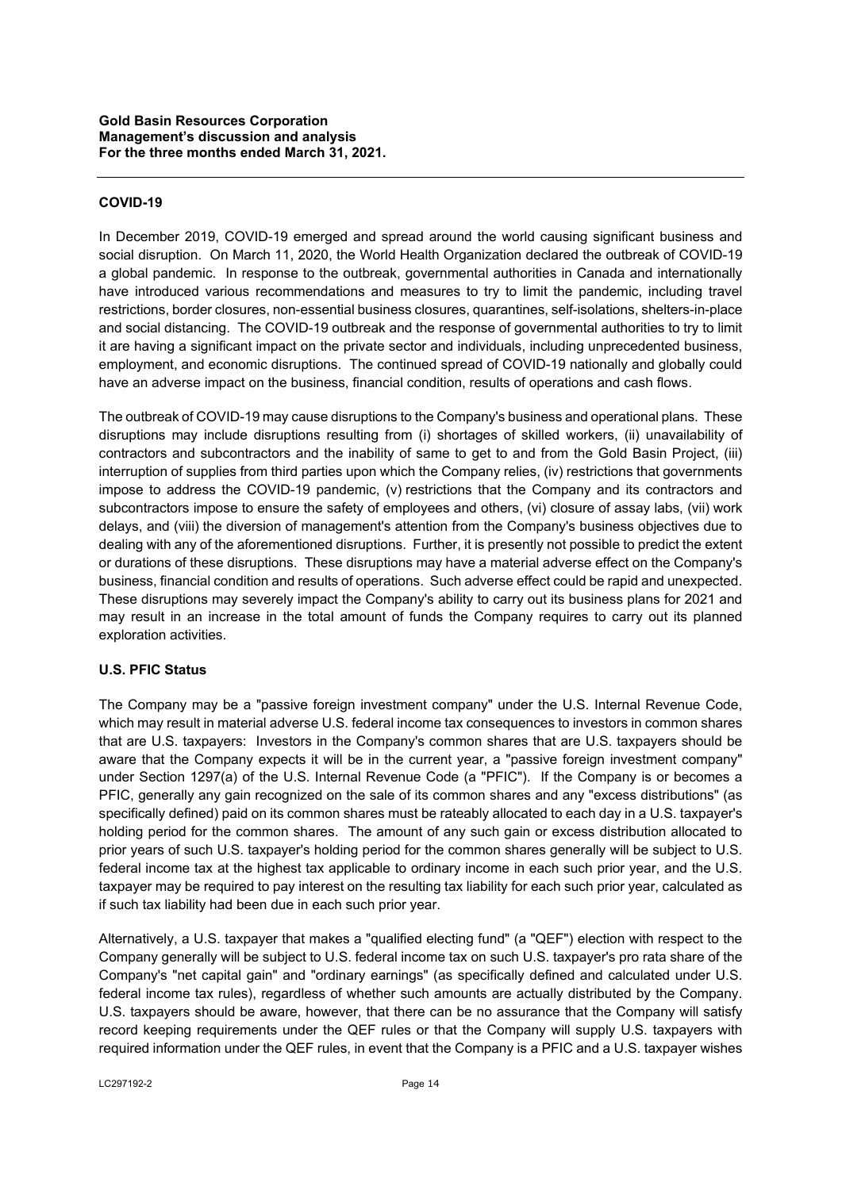## COVID-19

In December 2019, COVID-19 emerged and spread around the world causing significant business and social disruption. On March 11, 2020, the World Health Organization declared the outbreak of COVID-19 a global pandemic. In response to the outbreak, governmental authorities in Canada and internationally have introduced various recommendations and measures to try to limit the pandemic, including travel restrictions, border closures, non-essential business closures, quarantines, self-isolations, shelters-in-place and social distancing. The COVID-19 outbreak and the response of governmental authorities to try to limit it are having a significant impact on the private sector and individuals, including unprecedented business, employment, and economic disruptions. The continued spread of COVID-19 nationally and globally could have an adverse impact on the business, financial condition, results of operations and cash flows.

The outbreak of COVID-19 may cause disruptions to the Company's business and operational plans. These disruptions may include disruptions resulting from (i) shortages of skilled workers, (ii) unavailability of contractors and subcontractors and the inability of same to get to and from the Gold Basin Project, (iii) interruption of supplies from third parties upon which the Company relies, (iv) restrictions that governments impose to address the COVID-19 pandemic, (v) restrictions that the Company and its contractors and subcontractors impose to ensure the safety of employees and others, (vi) closure of assay labs, (vii) work delays, and (viii) the diversion of management's attention from the Company's business objectives due to dealing with any of the aforementioned disruptions. Further, it is presently not possible to predict the extent or durations of these disruptions. These disruptions may have a material adverse effect on the Company's business, financial condition and results of operations. Such adverse effect could be rapid and unexpected. These disruptions may severely impact the Company's ability to carry out its business plans for 2021 and may result in an increase in the total amount of funds the Company requires to carry out its planned exploration activities.

## U.S. PFIC Status

The Company may be a "passive foreign investment company" under the U.S. Internal Revenue Code, which may result in material adverse U.S. federal income tax consequences to investors in common shares that are U.S. taxpayers: Investors in the Company's common shares that are U.S. taxpayers should be aware that the Company expects it will be in the current year, a "passive foreign investment company" under Section 1297(a) of the U.S. Internal Revenue Code (a "PFIC"). If the Company is or becomes a PFIC, generally any gain recognized on the sale of its common shares and any "excess distributions" (as specifically defined) paid on its common shares must be rateably allocated to each day in a U.S. taxpayer's holding period for the common shares. The amount of any such gain or excess distribution allocated to prior years of such U.S. taxpayer's holding period for the common shares generally will be subject to U.S. federal income tax at the highest tax applicable to ordinary income in each such prior year, and the U.S. taxpayer may be required to pay interest on the resulting tax liability for each such prior year, calculated as if such tax liability had been due in each such prior year.

Alternatively, a U.S. taxpayer that makes a "qualified electing fund" (a "QEF") election with respect to the Company generally will be subject to U.S. federal income tax on such U.S. taxpayer's pro rata share of the Company's "net capital gain" and "ordinary earnings" (as specifically defined and calculated under U.S. federal income tax rules), regardless of whether such amounts are actually distributed by the Company. U.S. taxpayers should be aware, however, that there can be no assurance that the Company will satisfy record keeping requirements under the QEF rules or that the Company will supply U.S. taxpayers with required information under the QEF rules, in event that the Company is a PFIC and a U.S. taxpayer wishes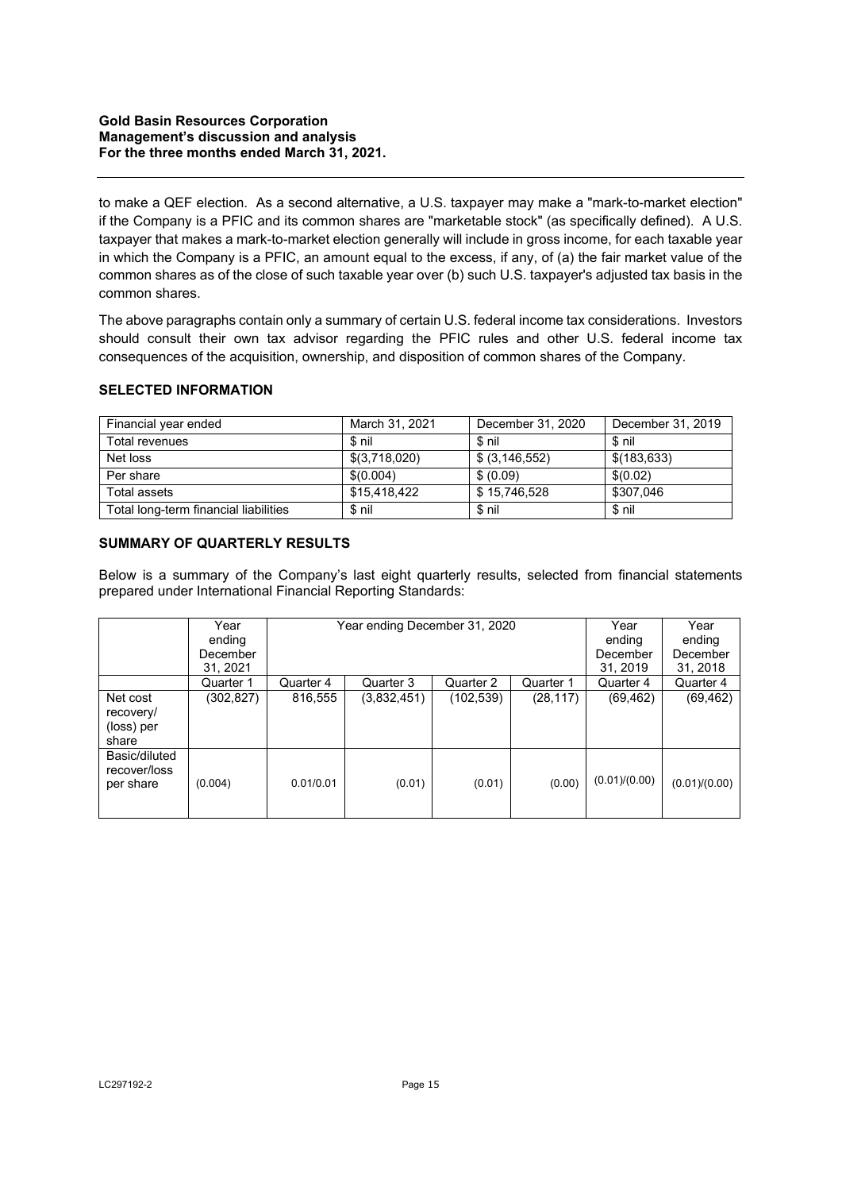to make a QEF election. As a second alternative, a U.S. taxpayer may make a "mark-to-market election" if the Company is a PFIC and its common shares are "marketable stock" (as specifically defined). A U.S. taxpayer that makes a mark-to-market election generally will include in gross income, for each taxable year in which the Company is a PFIC, an amount equal to the excess, if any, of (a) the fair market value of the common shares as of the close of such taxable year over (b) such U.S. taxpayer's adjusted tax basis in the common shares.

The above paragraphs contain only a summary of certain U.S. federal income tax considerations. Investors should consult their own tax advisor regarding the PFIC rules and other U.S. federal income tax consequences of the acquisition, ownership, and disposition of common shares of the Company.

## SELECTED INFORMATION

| Financial year ended | March 31, 2021 | December 31, 2020 | December 31, 2019 |
|---|---|---|---|
| Total revenues | $ nil | $ nil | $ nil |
| Net loss | $(3,718,020) | $ (3,146,552) | $(183,633) |
| Per share | $(0.004) | $ (0.09) | $(0.02) |
| Total assets | $15,418,422 | $ 15,746,528 | $307,046 |
| Total long-term financial liabilities | $ nil | $ nil | $ nil |

## SUMMARY OF QUARTERLY RESULTS

Below is a summary of the Company's last eight quarterly results, selected from financial statements prepared under International Financial Reporting Standards:

| | Year ending December 31, 2021 | Year ending December 31, 2020 | | | | Year ending December 31, 2019 | Year ending December 31, 2018 |
|---|---|---|---|---|---|---|---|
| | Quarter 1 | Quarter 4 | Quarter 3 | Quarter 2 | Quarter 1 | Quarter 4 | Quarter 4 |
| Net cost recovery/ (loss) per share | (302,827) | 816,555 | (3,832,451) | (102,539) | (28,117) | (69,462) | (69,462) |
| Basic/diluted recover/loss per share | (0.004) | 0.01/0.01 | (0.01) | (0.01) | (0.00) | (0.01)/(0.00) | (0.01)/(0.00) |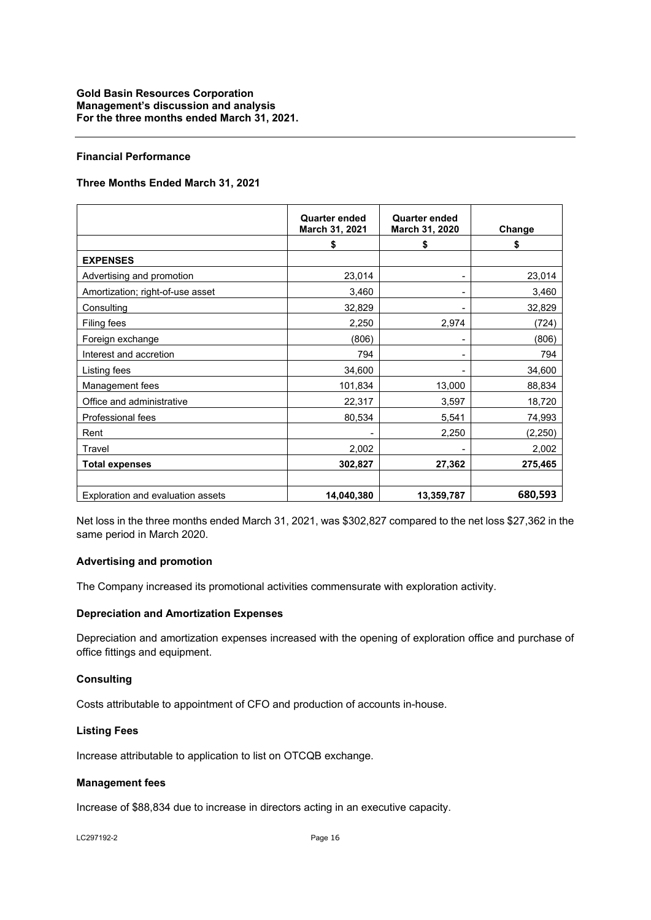## Financial Performance

### Three Months Ended March 31, 2021

| | Quarter ended March 31, 2021 | Quarter ended March 31, 2020 | Change |
|---|---|---|---|
| | $ | $ | $ |
| **EXPENSES** | | | |
| Advertising and promotion | 23,014 | - | 23,014 |
| Amortization; right-of-use asset | 3,460 | - | 3,460 |
| Consulting | 32,829 | - | 32,829 |
| Filing fees | 2,250 | 2,974 | (724) |
| Foreign exchange | (806) | - | (806) |
| Interest and accretion | 794 | - | 794 |
| Listing fees | 34,600 | - | 34,600 |
| Management fees | 101,834 | 13,000 | 88,834 |
| Office and administrative | 22,317 | 3,597 | 18,720 |
| Professional fees | 80,534 | 5,541 | 74,993 |
| Rent | - | 2,250 | (2,250) |
| Travel | 2,002 | - | 2,002 |
| **Total expenses** | **302,827** | **27,362** | **275,465** |
| | | | |
| Exploration and evaluation assets | **14,040,380** | **13,359,787** | **680,593** |

Net loss in the three months ended March 31, 2021, was $302,827 compared to the net loss $27,362 in the same period in March 2020.

#### Advertising and promotion

The Company increased its promotional activities commensurate with exploration activity.

#### Depreciation and Amortization Expenses

Depreciation and amortization expenses increased with the opening of exploration office and purchase of office fittings and equipment.

#### Consulting

Costs attributable to appointment of CFO and production of accounts in-house.

#### Listing Fees

Increase attributable to application to list on OTCQB exchange.

#### Management fees

Increase of $88,834 due to increase in directors acting in an executive capacity.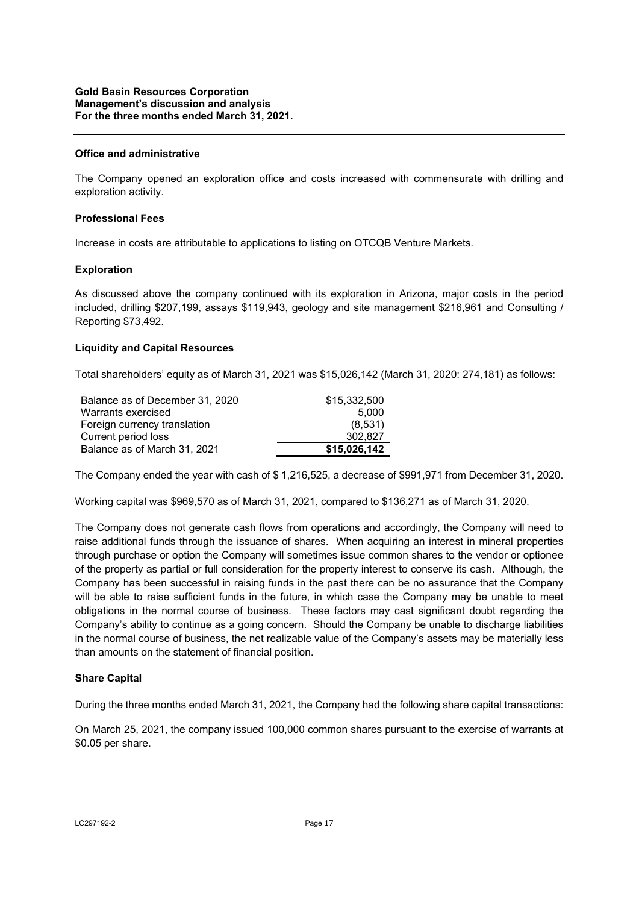**Office and administrative**

The Company opened an exploration office and costs increased with commensurate with drilling and exploration activity.

**Professional Fees**

Increase in costs are attributable to applications to listing on OTCQB Venture Markets.

**Exploration**

As discussed above the company continued with its exploration in Arizona, major costs in the period included, drilling $207,199, assays $119,943, geology and site management $216,961 and Consulting / Reporting $73,492.

**Liquidity and Capital Resources**

Total shareholders' equity as of March 31, 2021 was $15,026,142 (March 31, 2020: 274,181) as follows:

| | |
|---|---|
| Balance as of December 31, 2020 | $15,332,500 |
| Warrants exercised | 5,000 |
| Foreign currency translation | (8,531) |
| Current period loss | 302,827 |
| Balance as of March 31, 2021 | **$15,026,142** |

The Company ended the year with cash of $ 1,216,525, a decrease of $991,971 from December 31, 2020.

Working capital was $969,570 as of March 31, 2021, compared to $136,271 as of March 31, 2020.

The Company does not generate cash flows from operations and accordingly, the Company will need to raise additional funds through the issuance of shares. When acquiring an interest in mineral properties through purchase or option the Company will sometimes issue common shares to the vendor or optionee of the property as partial or full consideration for the property interest to conserve its cash. Although, the Company has been successful in raising funds in the past there can be no assurance that the Company will be able to raise sufficient funds in the future, in which case the Company may be unable to meet obligations in the normal course of business. These factors may cast significant doubt regarding the Company's ability to continue as a going concern. Should the Company be unable to discharge liabilities in the normal course of business, the net realizable value of the Company's assets may be materially less than amounts on the statement of financial position.

**Share Capital**

During the three months ended March 31, 2021, the Company had the following share capital transactions:

On March 25, 2021, the company issued 100,000 common shares pursuant to the exercise of warrants at $0.05 per share.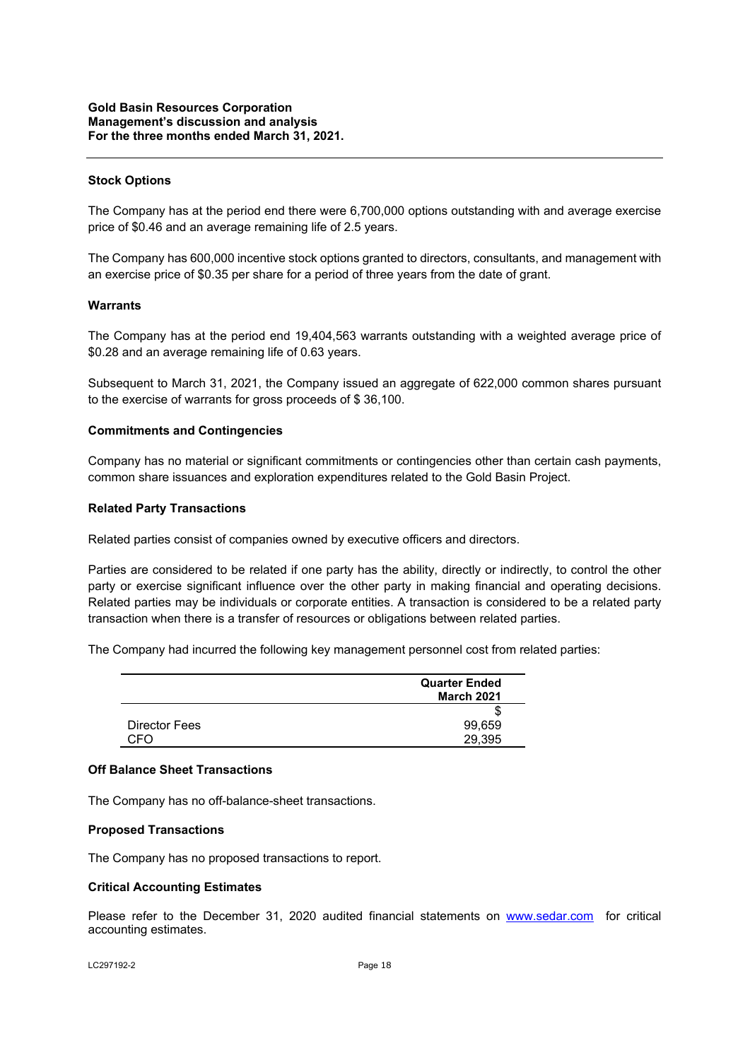### Stock Options

The Company has at the period end there were 6,700,000 options outstanding with and average exercise price of $0.46 and an average remaining life of 2.5 years.

The Company has 600,000 incentive stock options granted to directors, consultants, and management with an exercise price of $0.35 per share for a period of three years from the date of grant.

### Warrants

The Company has at the period end 19,404,563 warrants outstanding with a weighted average price of $0.28 and an average remaining life of 0.63 years.

Subsequent to March 31, 2021, the Company issued an aggregate of 622,000 common shares pursuant to the exercise of warrants for gross proceeds of $ 36,100.

### Commitments and Contingencies

Company has no material or significant commitments or contingencies other than certain cash payments, common share issuances and exploration expenditures related to the Gold Basin Project.

### Related Party Transactions

Related parties consist of companies owned by executive officers and directors.

Parties are considered to be related if one party has the ability, directly or indirectly, to control the other party or exercise significant influence over the other party in making financial and operating decisions. Related parties may be individuals or corporate entities. A transaction is considered to be a related party transaction when there is a transfer of resources or obligations between related parties.

The Company had incurred the following key management personnel cost from related parties:

| | Quarter Ended March 2021 |
|---|---:|
| | $ |
| Director Fees | 99,659 |
| CFO | 29,395 |

### Off Balance Sheet Transactions

The Company has no off-balance-sheet transactions.

### Proposed Transactions

The Company has no proposed transactions to report.

### Critical Accounting Estimates

Please refer to the December 31, 2020 audited financial statements on www.sedar.com for critical accounting estimates.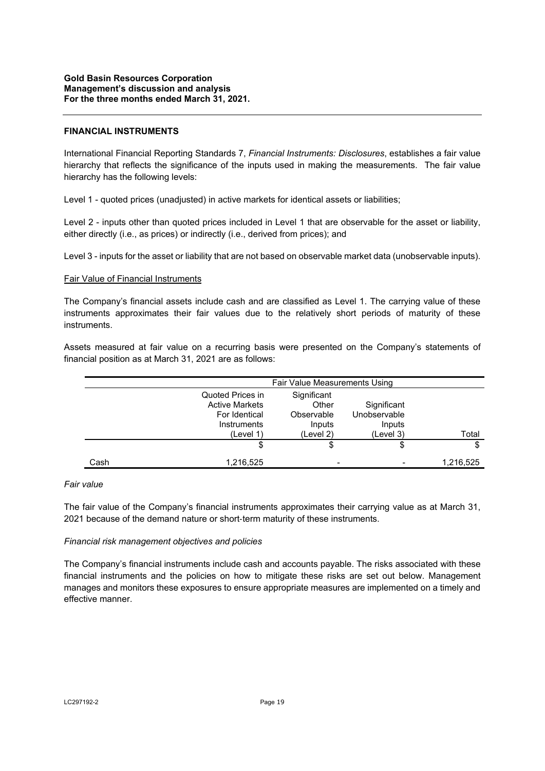## FINANCIAL INSTRUMENTS

International Financial Reporting Standards 7, *Financial Instruments: Disclosures*, establishes a fair value hierarchy that reflects the significance of the inputs used in making the measurements. The fair value hierarchy has the following levels:

Level 1 - quoted prices (unadjusted) in active markets for identical assets or liabilities;

Level 2 - inputs other than quoted prices included in Level 1 that are observable for the asset or liability, either directly (i.e., as prices) or indirectly (i.e., derived from prices); and

Level 3 - inputs for the asset or liability that are not based on observable market data (unobservable inputs).

### Fair Value of Financial Instruments

The Company's financial assets include cash and are classified as Level 1. The carrying value of these instruments approximates their fair values due to the relatively short periods of maturity of these instruments.

Assets measured at fair value on a recurring basis were presented on the Company's statements of financial position as at March 31, 2021 are as follows:

| | Fair Value Measurements Using | | | |
|---|---|---|---|---|
| | Quoted Prices in Active Markets For Identical Instruments (Level 1) | Significant Other Observable Inputs (Level 2) | Significant Unobservable Inputs (Level 3) | Total |
| | $ | $ | $ | $ |
| Cash | 1,216,525 | - | - | 1,216,525 |

*Fair value*

The fair value of the Company's financial instruments approximates their carrying value as at March 31, 2021 because of the demand nature or short-term maturity of these instruments.

*Financial risk management objectives and policies*

The Company's financial instruments include cash and accounts payable. The risks associated with these financial instruments and the policies on how to mitigate these risks are set out below. Management manages and monitors these exposures to ensure appropriate measures are implemented on a timely and effective manner.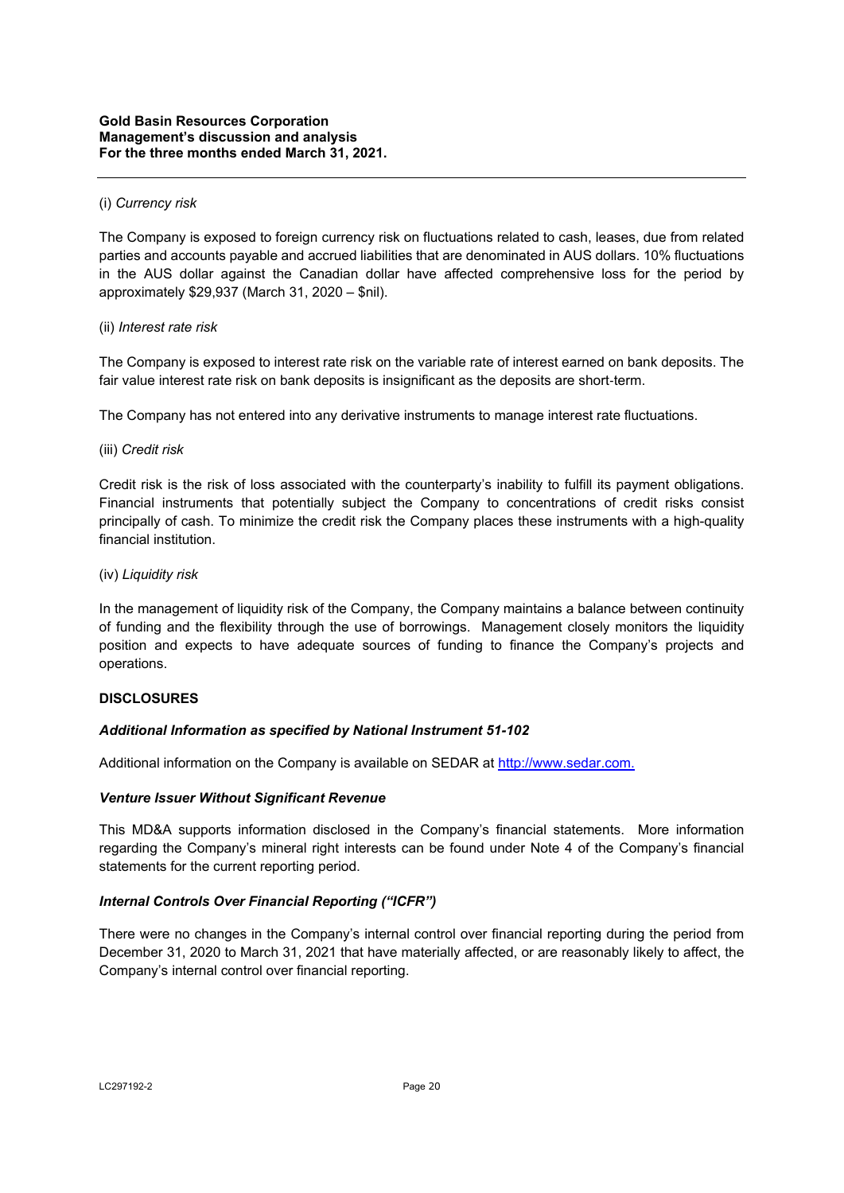(i) *Currency risk*

The Company is exposed to foreign currency risk on fluctuations related to cash, leases, due from related parties and accounts payable and accrued liabilities that are denominated in AUS dollars. 10% fluctuations in the AUS dollar against the Canadian dollar have affected comprehensive loss for the period by approximately $29,937 (March 31, 2020 – $nil).

(ii) *Interest rate risk*

The Company is exposed to interest rate risk on the variable rate of interest earned on bank deposits. The fair value interest rate risk on bank deposits is insignificant as the deposits are short-term.

The Company has not entered into any derivative instruments to manage interest rate fluctuations.

(iii) *Credit risk*

Credit risk is the risk of loss associated with the counterparty's inability to fulfill its payment obligations. Financial instruments that potentially subject the Company to concentrations of credit risks consist principally of cash. To minimize the credit risk the Company places these instruments with a high-quality financial institution.

(iv) *Liquidity risk*

In the management of liquidity risk of the Company, the Company maintains a balance between continuity of funding and the flexibility through the use of borrowings. Management closely monitors the liquidity position and expects to have adequate sources of funding to finance the Company's projects and operations.

## DISCLOSURES

### *Additional Information as specified by National Instrument 51-102*

Additional information on the Company is available on SEDAR at http://www.sedar.com.

### *Venture Issuer Without Significant Revenue*

This MD&A supports information disclosed in the Company's financial statements. More information regarding the Company's mineral right interests can be found under Note 4 of the Company's financial statements for the current reporting period.

### *Internal Controls Over Financial Reporting ("ICFR")*

There were no changes in the Company's internal control over financial reporting during the period from December 31, 2020 to March 31, 2021 that have materially affected, or are reasonably likely to affect, the Company's internal control over financial reporting.